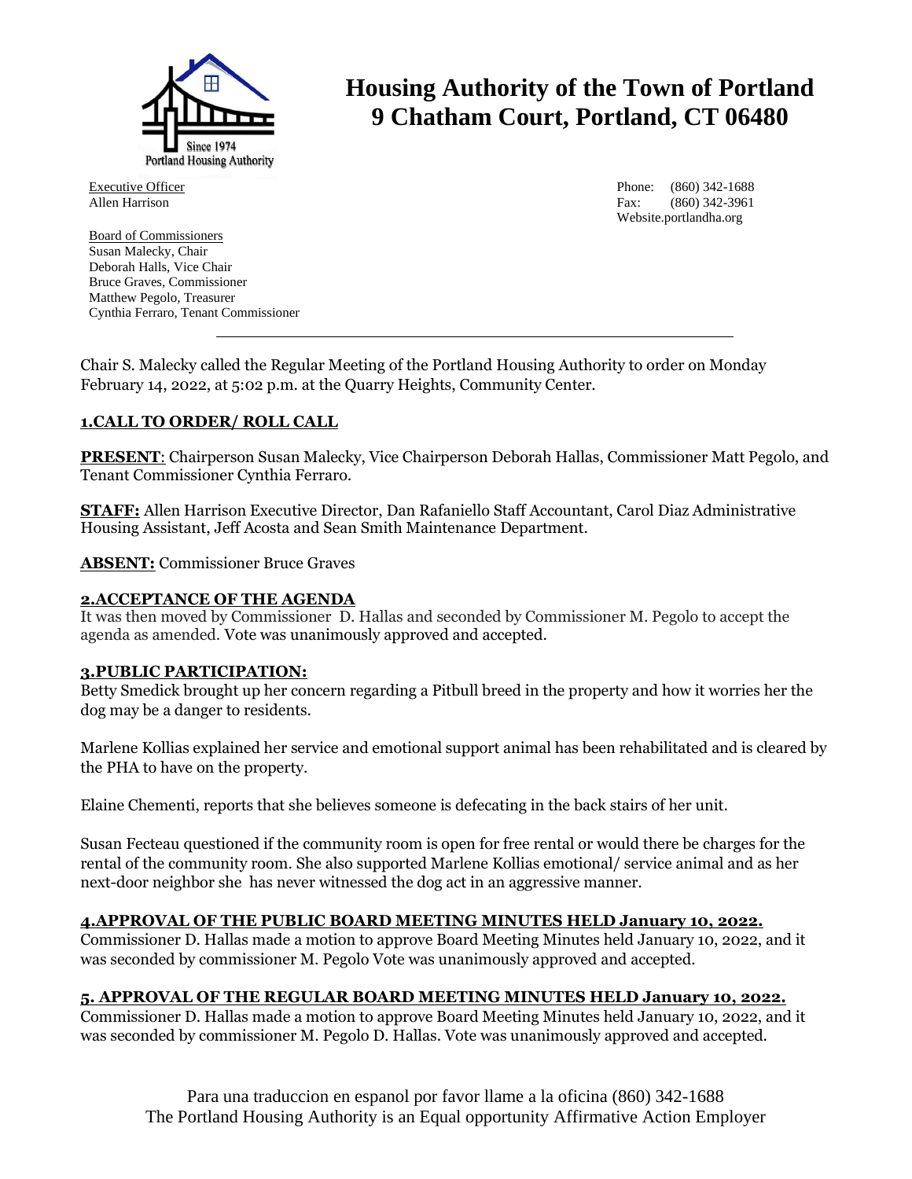# Housing Authority of the Town of Portland
## 9 Chatham Court, Portland, CT 06480

Executive Officer
Allen Harrison

Phone: (860) 342-1688
Fax: (860) 342-3961
Website.portlandha.org

Board of Commissioners
Susan Malecky, Chair
Deborah Halls, Vice Chair
Bruce Graves, Commissioner
Matthew Pegolo, Treasurer
Cynthia Ferraro, Tenant Commissioner

---

Chair S. Malecky called the Regular Meeting of the Portland Housing Authority to order on Monday February 14, 2022, at 5:02 p.m. at the Quarry Heights, Community Center.

**1.CALL TO ORDER/ ROLL CALL**

**PRESENT**: Chairperson Susan Malecky, Vice Chairperson Deborah Hallas, Commissioner Matt Pegolo, and Tenant Commissioner Cynthia Ferraro.

**STAFF:** Allen Harrison Executive Director, Dan Rafaniello Staff Accountant, Carol Diaz Administrative Housing Assistant, Jeff Acosta and Sean Smith Maintenance Department.

**ABSENT:** Commissioner Bruce Graves

**2.ACCEPTANCE OF THE AGENDA**

It was then moved by Commissioner D. Hallas and seconded by Commissioner M. Pegolo to accept the agenda as amended. Vote was unanimously approved and accepted.

**3.PUBLIC PARTICIPATION:**

Betty Smedick brought up her concern regarding a Pitbull breed in the property and how it worries her the dog may be a danger to residents.

Marlene Kollias explained her service and emotional support animal has been rehabilitated and is cleared by the PHA to have on the property.

Elaine Chementi, reports that she believes someone is defecating in the back stairs of her unit.

Susan Fecteau questioned if the community room is open for free rental or would there be charges for the rental of the community room. She also supported Marlene Kollias emotional/ service animal and as her next-door neighbor she has never witnessed the dog act in an aggressive manner.

**4.APPROVAL OF THE PUBLIC BOARD MEETING MINUTES HELD January 10, 2022.**

Commissioner D. Hallas made a motion to approve Board Meeting Minutes held January 10, 2022, and it was seconded by commissioner M. Pegolo Vote was unanimously approved and accepted.

**5. APPROVAL OF THE REGULAR BOARD MEETING MINUTES HELD January 10, 2022.**

Commissioner D. Hallas made a motion to approve Board Meeting Minutes held January 10, 2022, and it was seconded by commissioner M. Pegolo D. Hallas. Vote was unanimously approved and accepted.

Para una traduccion en espanol por favor llame a la oficina (860) 342-1688
The Portland Housing Authority is an Equal opportunity Affirmative Action Employer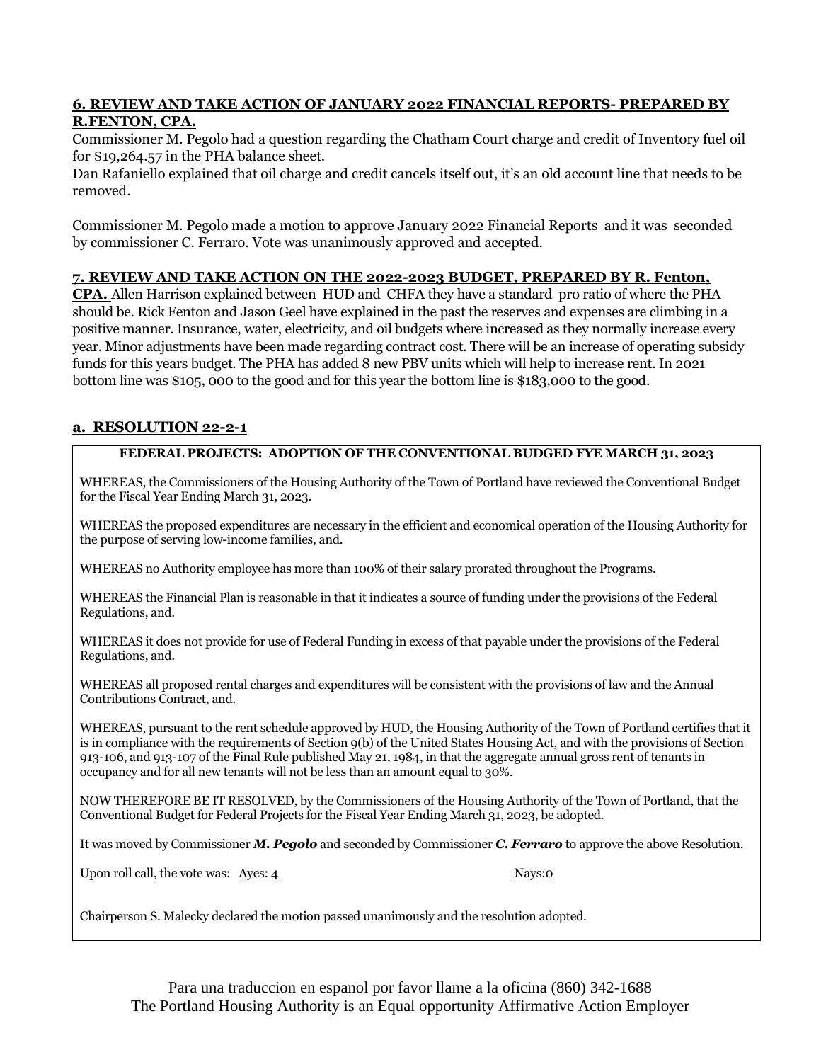**6. REVIEW AND TAKE ACTION OF JANUARY 2022 FINANCIAL REPORTS- PREPARED BY R.FENTON, CPA.**

Commissioner M. Pegolo had a question regarding the Chatham Court charge and credit of Inventory fuel oil for $19,264.57 in the PHA balance sheet.

Dan Rafaniello explained that oil charge and credit cancels itself out, it's an old account line that needs to be removed.

Commissioner M. Pegolo made a motion to approve January 2022 Financial Reports and it was seconded by commissioner C. Ferraro. Vote was unanimously approved and accepted.

**7. REVIEW AND TAKE ACTION ON THE 2022-2023 BUDGET, PREPARED BY R. Fenton, CPA.** Allen Harrison explained between HUD and CHFA they have a standard pro ratio of where the PHA should be. Rick Fenton and Jason Geel have explained in the past the reserves and expenses are climbing in a positive manner. Insurance, water, electricity, and oil budgets where increased as they normally increase every year. Minor adjustments have been made regarding contract cost. There will be an increase of operating subsidy funds for this years budget. The PHA has added 8 new PBV units which will help to increase rent. In 2021 bottom line was $105, 000 to the good and for this year the bottom line is $183,000 to the good.

**a. RESOLUTION 22-2-1**

**FEDERAL PROJECTS: ADOPTION OF THE CONVENTIONAL BUDGED FYE MARCH 31, 2023**

WHEREAS, the Commissioners of the Housing Authority of the Town of Portland have reviewed the Conventional Budget for the Fiscal Year Ending March 31, 2023.

WHEREAS the proposed expenditures are necessary in the efficient and economical operation of the Housing Authority for the purpose of serving low-income families, and.

WHEREAS no Authority employee has more than 100% of their salary prorated throughout the Programs.

WHEREAS the Financial Plan is reasonable in that it indicates a source of funding under the provisions of the Federal Regulations, and.

WHEREAS it does not provide for use of Federal Funding in excess of that payable under the provisions of the Federal Regulations, and.

WHEREAS all proposed rental charges and expenditures will be consistent with the provisions of law and the Annual Contributions Contract, and.

WHEREAS, pursuant to the rent schedule approved by HUD, the Housing Authority of the Town of Portland certifies that it is in compliance with the requirements of Section 9(b) of the United States Housing Act, and with the provisions of Section 913-106, and 913-107 of the Final Rule published May 21, 1984, in that the aggregate annual gross rent of tenants in occupancy and for all new tenants will not be less than an amount equal to 30%.

NOW THEREFORE BE IT RESOLVED, by the Commissioners of the Housing Authority of the Town of Portland, that the Conventional Budget for Federal Projects for the Fiscal Year Ending March 31, 2023, be adopted.

It was moved by Commissioner ***M. Pegolo*** and seconded by Commissioner ***C. Ferraro*** to approve the above Resolution.

Upon roll call, the vote was: Ayes: 4 Nays:0

Chairperson S. Malecky declared the motion passed unanimously and the resolution adopted.

Para una traduccion en espanol por favor llame a la oficina (860) 342-1688
The Portland Housing Authority is an Equal opportunity Affirmative Action Employer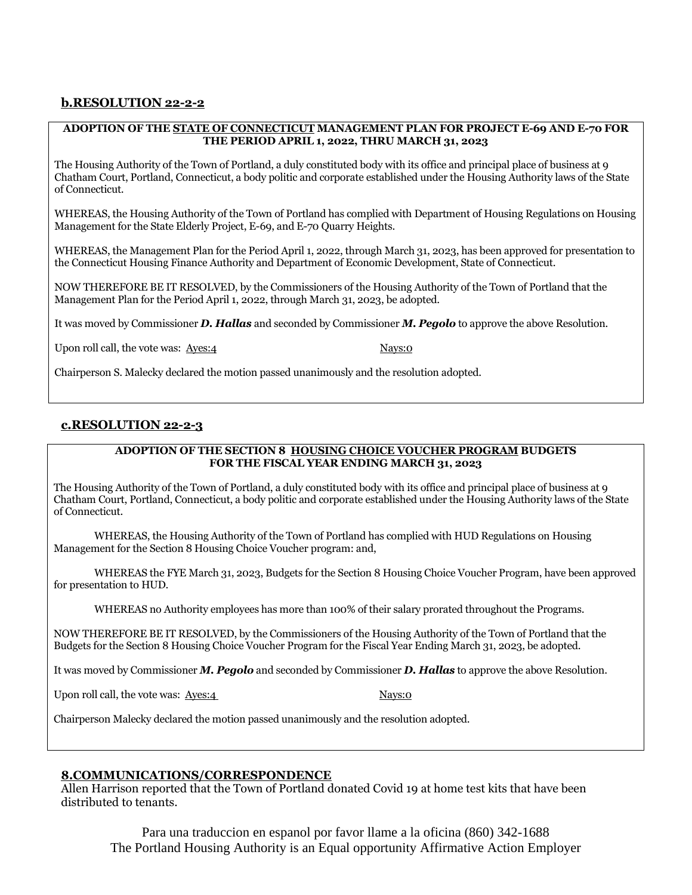## b.RESOLUTION 22-2-2

**ADOPTION OF THE STATE OF CONNECTICUT MANAGEMENT PLAN FOR PROJECT E-69 AND E-70 FOR THE PERIOD APRIL 1, 2022, THRU MARCH 31, 2023**

The Housing Authority of the Town of Portland, a duly constituted body with its office and principal place of business at 9 Chatham Court, Portland, Connecticut, a body politic and corporate established under the Housing Authority laws of the State of Connecticut.

WHEREAS, the Housing Authority of the Town of Portland has complied with Department of Housing Regulations on Housing Management for the State Elderly Project, E-69, and E-70 Quarry Heights.

WHEREAS, the Management Plan for the Period April 1, 2022, through March 31, 2023, has been approved for presentation to the Connecticut Housing Finance Authority and Department of Economic Development, State of Connecticut.

NOW THEREFORE BE IT RESOLVED, by the Commissioners of the Housing Authority of the Town of Portland that the Management Plan for the Period April 1, 2022, through March 31, 2023, be adopted.

It was moved by Commissioner ***D. Hallas*** and seconded by Commissioner ***M. Pegolo*** to approve the above Resolution.

Upon roll call, the vote was: Ayes:4 Nays:0

Chairperson S. Malecky declared the motion passed unanimously and the resolution adopted.

## c.RESOLUTION 22-2-3

**ADOPTION OF THE SECTION 8 HOUSING CHOICE VOUCHER PROGRAM BUDGETS FOR THE FISCAL YEAR ENDING MARCH 31, 2023**

The Housing Authority of the Town of Portland, a duly constituted body with its office and principal place of business at 9 Chatham Court, Portland, Connecticut, a body politic and corporate established under the Housing Authority laws of the State of Connecticut.

WHEREAS, the Housing Authority of the Town of Portland has complied with HUD Regulations on Housing Management for the Section 8 Housing Choice Voucher program: and,

WHEREAS the FYE March 31, 2023, Budgets for the Section 8 Housing Choice Voucher Program, have been approved for presentation to HUD.

WHEREAS no Authority employees has more than 100% of their salary prorated throughout the Programs.

NOW THEREFORE BE IT RESOLVED, by the Commissioners of the Housing Authority of the Town of Portland that the Budgets for the Section 8 Housing Choice Voucher Program for the Fiscal Year Ending March 31, 2023, be adopted.

It was moved by Commissioner ***M. Pegolo*** and seconded by Commissioner ***D. Hallas*** to approve the above Resolution.

Upon roll call, the vote was: Ayes:4 Nays:0

Chairperson Malecky declared the motion passed unanimously and the resolution adopted.

## 8.COMMUNICATIONS/CORRESPONDENCE

Allen Harrison reported that the Town of Portland donated Covid 19 at home test kits that have been distributed to tenants.

Para una traduccion en espanol por favor llame a la oficina (860) 342-1688
The Portland Housing Authority is an Equal opportunity Affirmative Action Employer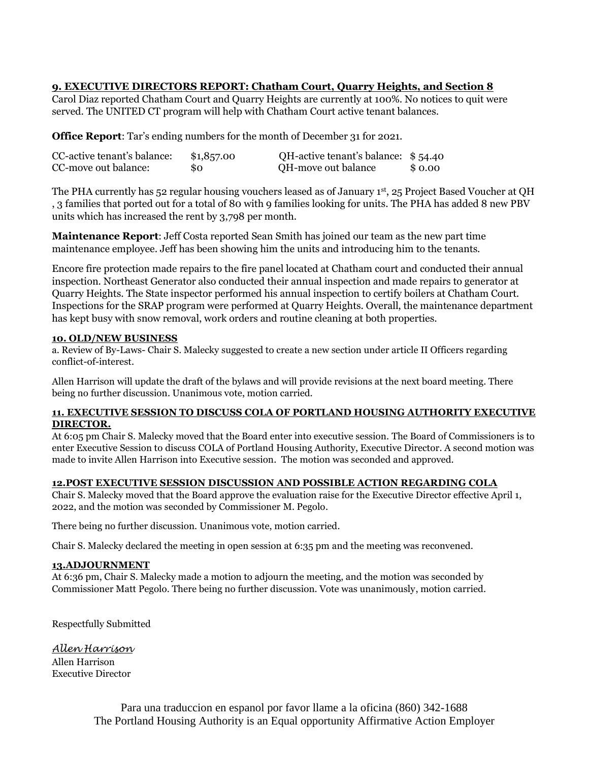**9. EXECUTIVE DIRECTORS REPORT: Chatham Court, Quarry Heights, and Section 8**

Carol Diaz reported Chatham Court and Quarry Heights are currently at 100%. No notices to quit were served. The UNITED CT program will help with Chatham Court active tenant balances.

**Office Report**: Tar's ending numbers for the month of December 31 for 2021.

| | | | |
|---|---|---|---|
| CC-active tenant's balance: | $1,857.00 | QH-active tenant's balance: | $ 54.40 |
| CC-move out balance: | $0 | QH-move out balance | $ 0.00 |

The PHA currently has 52 regular housing vouchers leased as of January 1st, 25 Project Based Voucher at QH , 3 families that ported out for a total of 80 with 9 families looking for units. The PHA has added 8 new PBV units which has increased the rent by 3,798 per month.

**Maintenance Report**: Jeff Costa reported Sean Smith has joined our team as the new part time maintenance employee. Jeff has been showing him the units and introducing him to the tenants.

Encore fire protection made repairs to the fire panel located at Chatham court and conducted their annual inspection. Northeast Generator also conducted their annual inspection and made repairs to generator at Quarry Heights. The State inspector performed his annual inspection to certify boilers at Chatham Court. Inspections for the SRAP program were performed at Quarry Heights. Overall, the maintenance department has kept busy with snow removal, work orders and routine cleaning at both properties.

**10. OLD/NEW BUSINESS**

a. Review of By-Laws- Chair S. Malecky suggested to create a new section under article II Officers regarding conflict-of-interest.

Allen Harrison will update the draft of the bylaws and will provide revisions at the next board meeting. There being no further discussion. Unanimous vote, motion carried.

**11. EXECUTIVE SESSION TO DISCUSS COLA OF PORTLAND HOUSING AUTHORITY EXECUTIVE DIRECTOR.**

At 6:05 pm Chair S. Malecky moved that the Board enter into executive session. The Board of Commissioners is to enter Executive Session to discuss COLA of Portland Housing Authority, Executive Director. A second motion was made to invite Allen Harrison into Executive session. The motion was seconded and approved.

**12.POST EXECUTIVE SESSION DISCUSSION AND POSSIBLE ACTION REGARDING COLA**

Chair S. Malecky moved that the Board approve the evaluation raise for the Executive Director effective April 1, 2022, and the motion was seconded by Commissioner M. Pegolo.

There being no further discussion. Unanimous vote, motion carried.

Chair S. Malecky declared the meeting in open session at 6:35 pm and the meeting was reconvened.

**13.ADJOURNMENT**

At 6:36 pm, Chair S. Malecky made a motion to adjourn the meeting, and the motion was seconded by Commissioner Matt Pegolo. There being no further discussion. Vote was unanimously, motion carried.

Respectfully Submitted

*Allen Harrison*

Allen Harrison
Executive Director

Para una traduccion en espanol por favor llame a la oficina (860) 342-1688
The Portland Housing Authority is an Equal opportunity Affirmative Action Employer